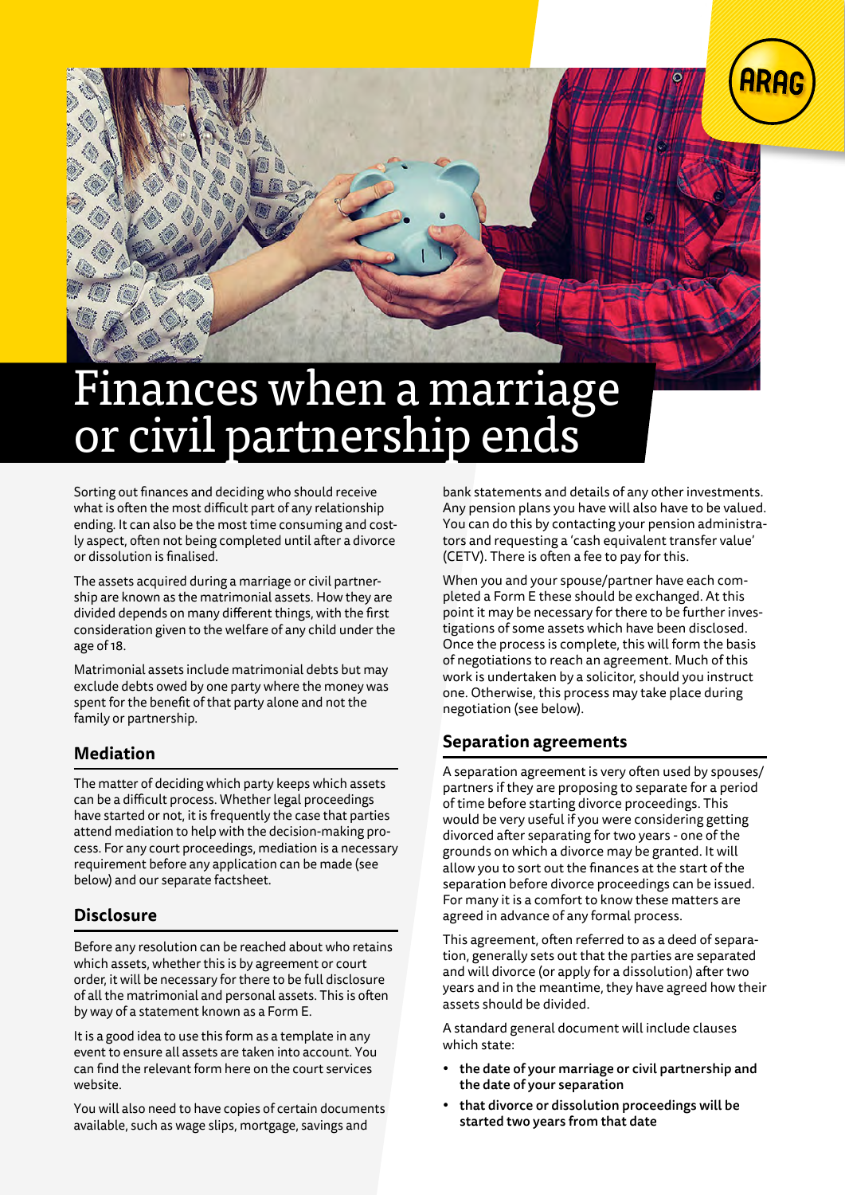# Finances when a marriage or civil partnership ends

Sorting out finances and deciding who should receive what is often the most difficult part of any relationship ending. It can also be the most time consuming and costly aspect, often not being completed until after a divorce or dissolution is finalised.

The assets acquired during a marriage or civil partnership are known as the matrimonial assets. How they are divided depends on many different things, with the first consideration given to the welfare of any child under the age of 18.

Matrimonial assets include matrimonial debts but may exclude debts owed by one party where the money was spent for the benefit of that party alone and not the family or partnership.

## Mediation

The matter of deciding which party keeps which assets can be a difficult process. Whether legal proceedings have started or not, it is frequently the case that parties attend mediation to help with the decision-making process. For any court proceedings, mediation is a necessary requirement before any application can be made (see below) and our separate factsheet.

## Disclosure

Before any resolution can be reached about who retains which assets, whether this is by agreement or court order, it will be necessary for there to be full disclosure of all the matrimonial and personal assets. This is often by way of a statement known as a Form E.

It is a good idea to use this form as a template in any event to ensure all assets are taken into account. You can find the relevant form here on the court services website.

You will also need to have copies of certain documents available, such as wage slips, mortgage, savings and bank statements and details of any other investments. Any pension plans you have will also have to be valued. You can do this by contacting your pension administrators and requesting a 'cash equivalent transfer value' (CETV). There is often a fee to pay for this.

When you and your spouse/partner have each completed a Form E these should be exchanged. At this point it may be necessary for there to be further investigations of some assets which have been disclosed. Once the process is complete, this will form the basis of negotiations to reach an agreement. Much of this work is undertaken by a solicitor, should you instruct one. Otherwise, this process may take place during negotiation (see below).

## Separation agreements

A separation agreement is very often used by spouses/partners if they are proposing to separate for a period of time before starting divorce proceedings. This would be very useful if you were considering getting divorced after separating for two years - one of the grounds on which a divorce may be granted. It will allow you to sort out the finances at the start of the separation before divorce proceedings can be issued. For many it is a comfort to know these matters are agreed in advance of any formal process.

This agreement, often referred to as a deed of separation, generally sets out that the parties are separated and will divorce (or apply for a dissolution) after two years and in the meantime, they have agreed how their assets should be divided.

A standard general document will include clauses which state:

- **the date of your marriage or civil partnership and the date of your separation**
- **that divorce or dissolution proceedings will be started two years from that date**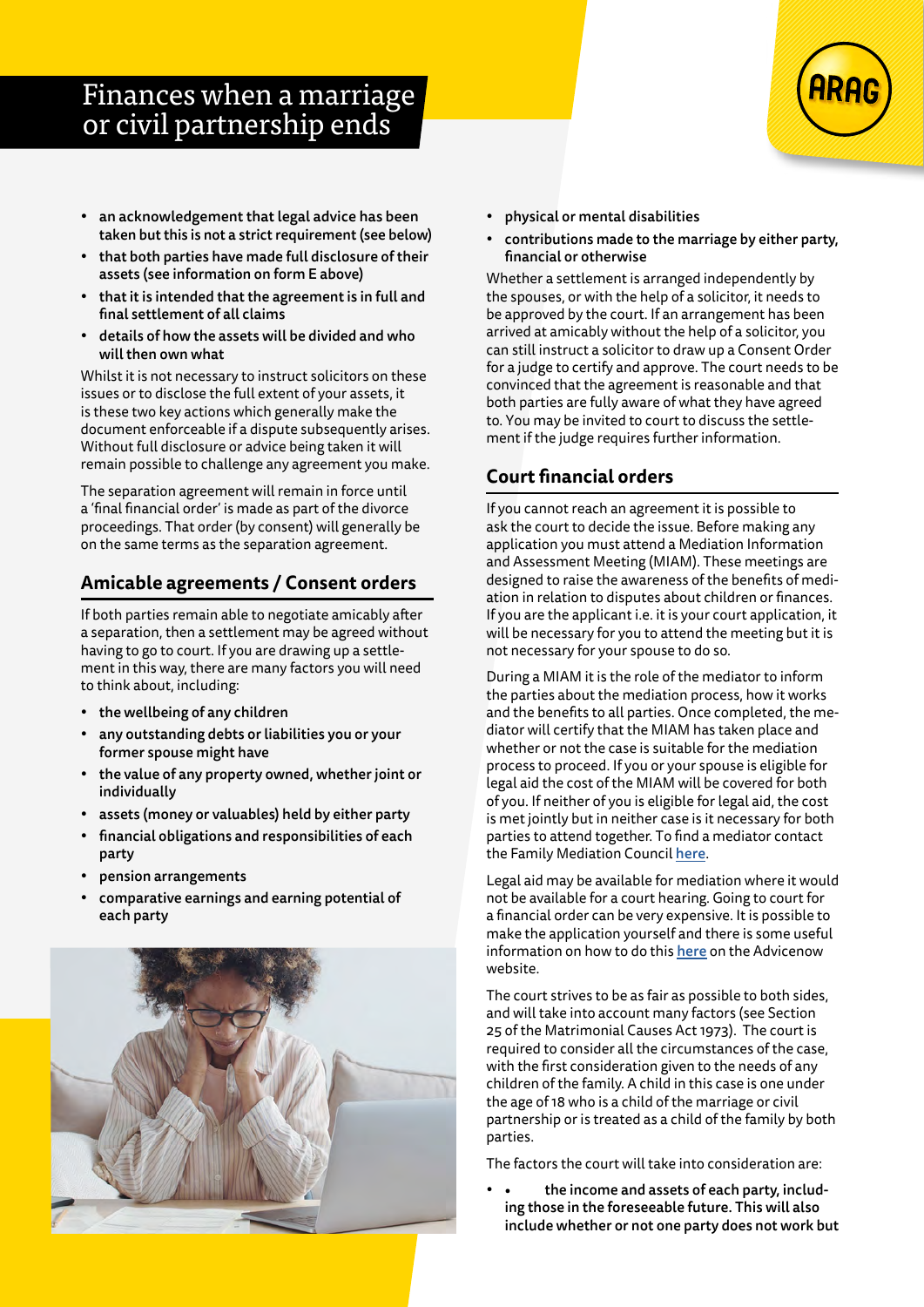- an acknowledgement that legal advice has been taken but this is not a strict requirement (see below)
- that both parties have made full disclosure of their assets (see information on form E above)
- that it is intended that the agreement is in full and final settlement of all claims
- details of how the assets will be divided and who will then own what

Whilst it is not necessary to instruct solicitors on these issues or to disclose the full extent of your assets, it is these two key actions which generally make the document enforceable if a dispute subsequently arises. Without full disclosure or advice being taken it will remain possible to challenge any agreement you make.

The separation agreement will remain in force until a 'final financial order' is made as part of the divorce proceedings. That order (by consent) will generally be on the same terms as the separation agreement.

## Amicable agreements / Consent orders

If both parties remain able to negotiate amicably after a separation, then a settlement may be agreed without having to go to court. If you are drawing up a settlement in this way, there are many factors you will need to think about, including:

- the wellbeing of any children
- any outstanding debts or liabilities you or your former spouse might have
- the value of any property owned, whether joint or individually
- assets (money or valuables) held by either party
- financial obligations and responsibilities of each party
- pension arrangements
- comparative earnings and earning potential of each party
- physical or mental disabilities
- contributions made to the marriage by either party, financial or otherwise

Whether a settlement is arranged independently by the spouses, or with the help of a solicitor, it needs to be approved by the court. If an arrangement has been arrived at amicably without the help of a solicitor, you can still instruct a solicitor to draw up a Consent Order for a judge to certify and approve. The court needs to be convinced that the agreement is reasonable and that both parties are fully aware of what they have agreed to. You may be invited to court to discuss the settlement if the judge requires further information.

## Court financial orders

If you cannot reach an agreement it is possible to ask the court to decide the issue. Before making any application you must attend a Mediation Information and Assessment Meeting (MIAM). These meetings are designed to raise the awareness of the benefits of mediation in relation to disputes about children or finances. If you are the applicant i.e. it is your court application, it will be necessary for you to attend the meeting but it is not necessary for your spouse to do so.

During a MIAM it is the role of the mediator to inform the parties about the mediation process, how it works and the benefits to all parties. Once completed, the mediator will certify that the MIAM has taken place and whether or not the case is suitable for the mediation process to proceed. If you or your spouse is eligible for legal aid the cost of the MIAM will be covered for both of you. If neither of you is eligible for legal aid, the cost is met jointly but in neither case is it necessary for both parties to attend together. To find a mediator contact the Family Mediation Council here.

Legal aid may be available for mediation where it would not be available for a court hearing. Going to court for a financial order can be very expensive. It is possible to make the application yourself and there is some useful information on how to do this here on the Advicenow website.

The court strives to be as fair as possible to both sides, and will take into account many factors (see Section 25 of the Matrimonial Causes Act 1973). The court is required to consider all the circumstances of the case, with the first consideration given to the needs of any children of the family. A child in this case is one under the age of 18 who is a child of the marriage or civil partnership or is treated as a child of the family by both parties.

The factors the court will take into consideration are:

- the income and assets of each party, including those in the foreseeable future. This will also include whether or not one party does not work but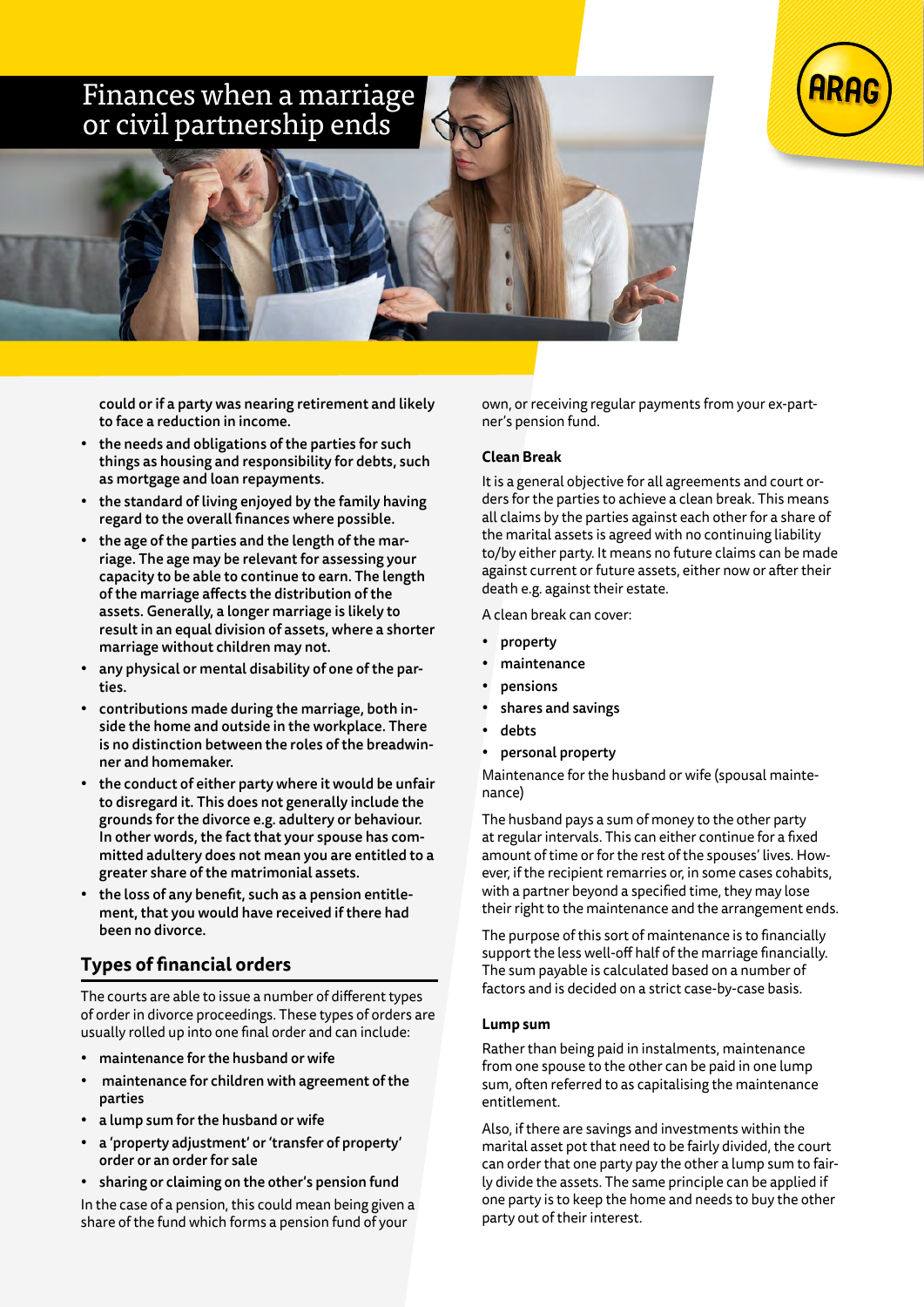# Finances when a marriage or civil partnership ends

could or if a party was nearing retirement and likely to face a reduction in income.

- the needs and obligations of the parties for such things as housing and responsibility for debts, such as mortgage and loan repayments.
- the standard of living enjoyed by the family having regard to the overall finances where possible.
- the age of the parties and the length of the marriage. The age may be relevant for assessing your capacity to be able to continue to earn. The length of the marriage affects the distribution of the assets. Generally, a longer marriage is likely to result in an equal division of assets, where a shorter marriage without children may not.
- any physical or mental disability of one of the parties.
- contributions made during the marriage, both inside the home and outside in the workplace. There is no distinction between the roles of the breadwinner and homemaker.
- the conduct of either party where it would be unfair to disregard it. This does not generally include the grounds for the divorce e.g. adultery or behaviour. In other words, the fact that your spouse has committed adultery does not mean you are entitled to a greater share of the matrimonial assets.
- the loss of any benefit, such as a pension entitlement, that you would have received if there had been no divorce.

## Types of financial orders

The courts are able to issue a number of different types of order in divorce proceedings. These types of orders are usually rolled up into one final order and can include:

- maintenance for the husband or wife
- maintenance for children with agreement of the parties
- a lump sum for the husband or wife
- a 'property adjustment' or 'transfer of property' order or an order for sale
- sharing or claiming on the other's pension fund

In the case of a pension, this could mean being given a share of the fund which forms a pension fund of your own, or receiving regular payments from your ex-partner's pension fund.

### Clean Break

It is a general objective for all agreements and court orders for the parties to achieve a clean break. This means all claims by the parties against each other for a share of the marital assets is agreed with no continuing liability to/by either party. It means no future claims can be made against current or future assets, either now or after their death e.g. against their estate.

A clean break can cover:

- property
- maintenance
- pensions
- shares and savings
- debts
- personal property

Maintenance for the husband or wife (spousal maintenance)

The husband pays a sum of money to the other party at regular intervals. This can either continue for a fixed amount of time or for the rest of the spouses' lives. However, if the recipient remarries or, in some cases cohabits, with a partner beyond a specified time, they may lose their right to the maintenance and the arrangement ends.

The purpose of this sort of maintenance is to financially support the less well-off half of the marriage financially. The sum payable is calculated based on a number of factors and is decided on a strict case-by-case basis.

### Lump sum

Rather than being paid in instalments, maintenance from one spouse to the other can be paid in one lump sum, often referred to as capitalising the maintenance entitlement.

Also, if there are savings and investments within the marital asset pot that need to be fairly divided, the court can order that one party pay the other a lump sum to fairly divide the assets. The same principle can be applied if one party is to keep the home and needs to buy the other party out of their interest.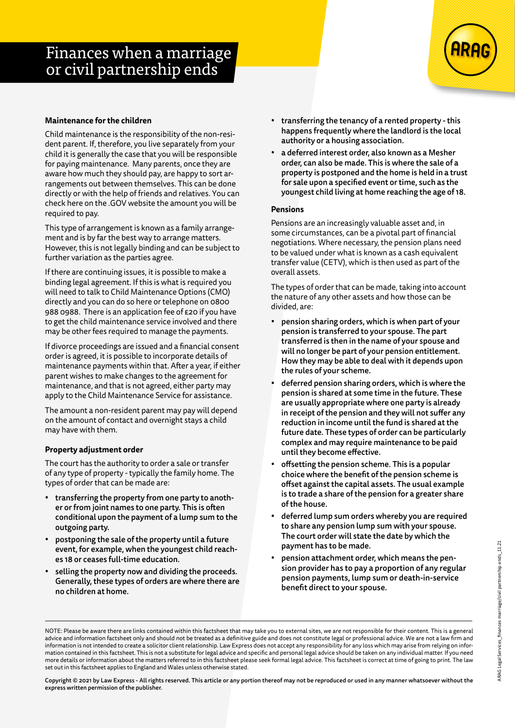# Finances when a marriage or civil partnership ends

**Maintenance for the children**

Child maintenance is the responsibility of the non-resident parent. If, therefore, you live separately from your child it is generally the case that you will be responsible for paying maintenance. Many parents, once they are aware how much they should pay, are happy to sort arrangements out between themselves. This can be done directly or with the help of friends and relatives. You can check here on the .GOV website the amount you will be required to pay.

This type of arrangement is known as a family arrangement and is by far the best way to arrange matters. However, this is not legally binding and can be subject to further variation as the parties agree.

If there are continuing issues, it is possible to make a binding legal agreement. If this is what is required you will need to talk to Child Maintenance Options (CMO) directly and you can do so here or telephone on 0800 988 0988. There is an application fee of £20 if you have to get the child maintenance service involved and there may be other fees required to manage the payments.

If divorce proceedings are issued and a financial consent order is agreed, it is possible to incorporate details of maintenance payments within that. After a year, if either parent wishes to make changes to the agreement for maintenance, and that is not agreed, either party may apply to the Child Maintenance Service for assistance.

The amount a non-resident parent may pay will depend on the amount of contact and overnight stays a child may have with them.

**Property adjustment order**

The court has the authority to order a sale or transfer of any type of property - typically the family home. The types of order that can be made are:

- **transferring the property from one party to another or from joint names to one party. This is often conditional upon the payment of a lump sum to the outgoing party.**
- **postponing the sale of the property until a future event, for example, when the youngest child reaches 18 or ceases full-time education.**
- **selling the property now and dividing the proceeds. Generally, these types of orders are where there are no children at home.**
- **transferring the tenancy of a rented property - this happens frequently where the landlord is the local authority or a housing association.**
- **a deferred interest order, also known as a Mesher order, can also be made. This is where the sale of a property is postponed and the home is held in a trust for sale upon a specified event or time, such as the youngest child living at home reaching the age of 18.**

**Pensions**

Pensions are an increasingly valuable asset and, in some circumstances, can be a pivotal part of financial negotiations. Where necessary, the pension plans need to be valued under what is known as a cash equivalent transfer value (CETV), which is then used as part of the overall assets.

The types of order that can be made, taking into account the nature of any other assets and how those can be divided, are:

- **pension sharing orders, which is when part of your pension is transferred to your spouse. The part transferred is then in the name of your spouse and will no longer be part of your pension entitlement. How they may be able to deal with it depends upon the rules of your scheme.**
- **deferred pension sharing orders, which is where the pension is shared at some time in the future. These are usually appropriate where one party is already in receipt of the pension and they will not suffer any reduction in income until the fund is shared at the future date. These types of order can be particularly complex and may require maintenance to be paid until they become effective.**
- **offsetting the pension scheme. This is a popular choice where the benefit of the pension scheme is offset against the capital assets. The usual example is to trade a share of the pension for a greater share of the house.**
- **deferred lump sum orders whereby you are required to share any pension lump sum with your spouse. The court order will state the date by which the payment has to be made.**
- **pension attachment order, which means the pension provider has to pay a proportion of any regular pension payments, lump sum or death-in-service benefit direct to your spouse.**

---

NOTE: Please be aware there are links contained within this factsheet that may take you to external sites, we are not responsible for their content. This is a general advice and information factsheet only and should not be treated as a definitive guide and does not constitute legal or professional advice. We are not a law firm and information is not intended to create a solicitor client relationship. Law Express does not accept any responsibility for any loss which may arise from relying on information contained in this factsheet. This is not a substitute for legal advice and specific and personal legal advice should be taken on any individual matter. If you need more details or information about the matters referred to in this factsheet please seek formal legal advice. This factsheet is correct at time of going to print. The law set out in this factsheet applies to England and Wales unless otherwise stated.

**Copyright © 2021 by Law Express - All rights reserved. This article or any portion thereof may not be reproduced or used in any manner whatsoever without the express written permission of the publisher.**